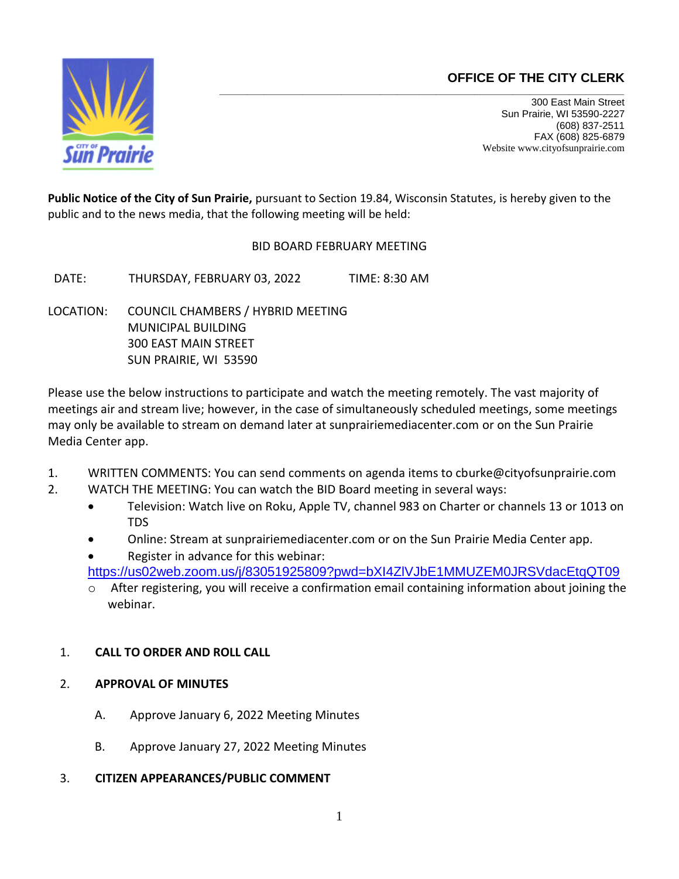City of Sun Prairie

## OFFICE OF THE CITY CLERK

300 East Main Street
Sun Prairie, WI 53590-2227
(608) 837-2511
FAX (608) 825-6879
Website www.cityofsunprairie.com

**Public Notice of the City of Sun Prairie,** pursuant to Section 19.84, Wisconsin Statutes, is hereby given to the public and to the news media, that the following meeting will be held:

BID BOARD FEBRUARY MEETING

DATE: THURSDAY, FEBRUARY 03, 2022 TIME: 8:30 AM

LOCATION: COUNCIL CHAMBERS / HYBRID MEETING
MUNICIPAL BUILDING
300 EAST MAIN STREET
SUN PRAIRIE, WI 53590

Please use the below instructions to participate and watch the meeting remotely. The vast majority of meetings air and stream live; however, in the case of simultaneously scheduled meetings, some meetings may only be available to stream on demand later at sunprairiemediacenter.com or on the Sun Prairie Media Center app.

1. WRITTEN COMMENTS: You can send comments on agenda items to cburke@cityofsunprairie.com
2. WATCH THE MEETING: You can watch the BID Board meeting in several ways:
   - Television: Watch live on Roku, Apple TV, channel 983 on Charter or channels 13 or 1013 on TDS
   - Online: Stream at sunprairiemediacenter.com or on the Sun Prairie Media Center app.
   - Register in advance for this webinar: https://us02web.zoom.us/j/83051925809?pwd=bXI4ZlVJbE1MMUZEM0JRSVdacEtqQT09
     - After registering, you will receive a confirmation email containing information about joining the webinar.

1. **CALL TO ORDER AND ROLL CALL**

2. **APPROVAL OF MINUTES**

   A. Approve January 6, 2022 Meeting Minutes

   B. Approve January 27, 2022 Meeting Minutes

3. **CITIZEN APPEARANCES/PUBLIC COMMENT**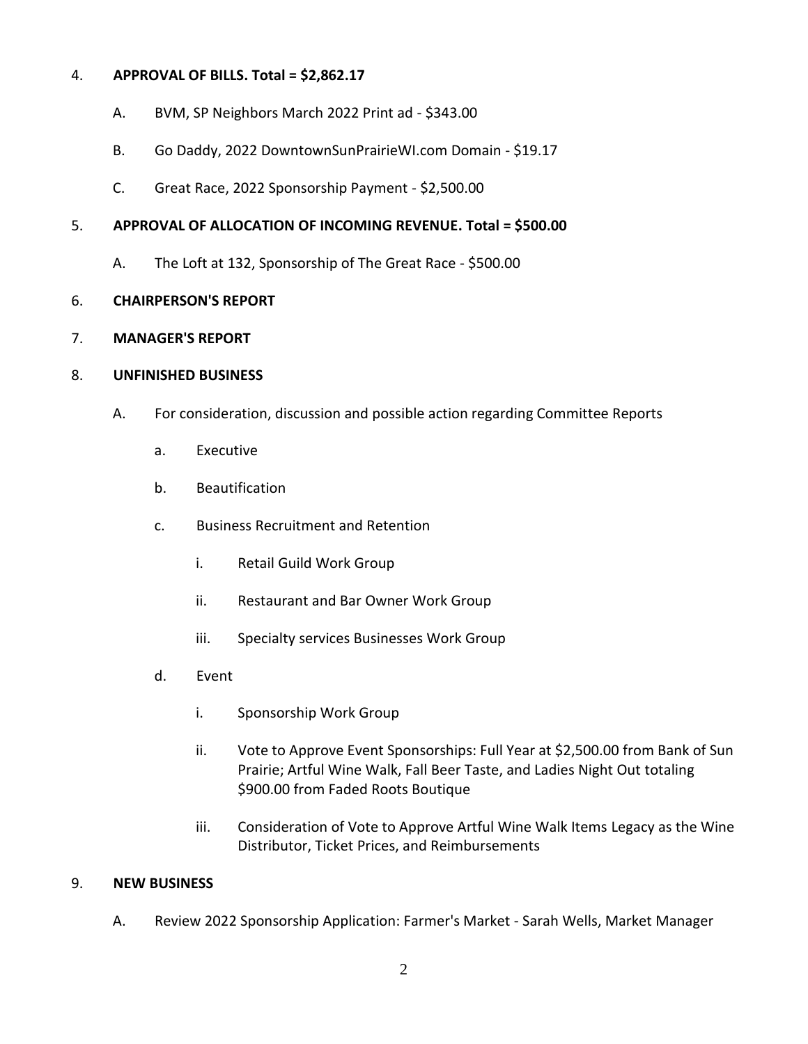4. **APPROVAL OF BILLS. Total = $2,862.17**

   A. BVM, SP Neighbors March 2022 Print ad - $343.00

   B. Go Daddy, 2022 DowntownSunPrairieWI.com Domain - $19.17

   C. Great Race, 2022 Sponsorship Payment - $2,500.00

5. **APPROVAL OF ALLOCATION OF INCOMING REVENUE. Total = $500.00**

   A. The Loft at 132, Sponsorship of The Great Race - $500.00

6. **CHAIRPERSON'S REPORT**

7. **MANAGER'S REPORT**

8. **UNFINISHED BUSINESS**

   A. For consideration, discussion and possible action regarding Committee Reports

      a. Executive

      b. Beautification

      c. Business Recruitment and Retention

         i. Retail Guild Work Group

         ii. Restaurant and Bar Owner Work Group

         iii. Specialty services Businesses Work Group

      d. Event

         i. Sponsorship Work Group

         ii. Vote to Approve Event Sponsorships: Full Year at $2,500.00 from Bank of Sun Prairie; Artful Wine Walk, Fall Beer Taste, and Ladies Night Out totaling $900.00 from Faded Roots Boutique

         iii. Consideration of Vote to Approve Artful Wine Walk Items Legacy as the Wine Distributor, Ticket Prices, and Reimbursements

9. **NEW BUSINESS**

   A. Review 2022 Sponsorship Application: Farmer's Market - Sarah Wells, Market Manager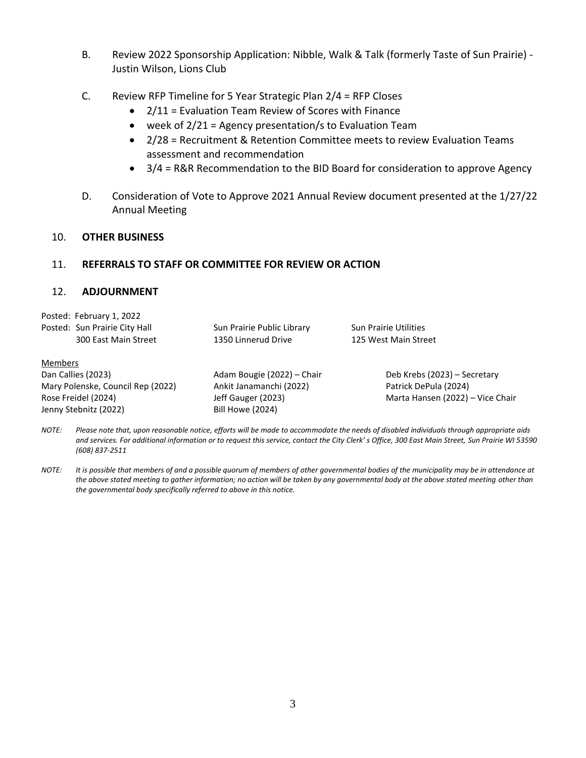B. Review 2022 Sponsorship Application: Nibble, Walk & Talk (formerly Taste of Sun Prairie) - Justin Wilson, Lions Club

C. Review RFP Timeline for 5 Year Strategic Plan 2/4 = RFP Closes
   - 2/11 = Evaluation Team Review of Scores with Finance
   - week of 2/21 = Agency presentation/s to Evaluation Team
   - 2/28 = Recruitment & Retention Committee meets to review Evaluation Teams assessment and recommendation
   - 3/4 = R&R Recommendation to the BID Board for consideration to approve Agency

D. Consideration of Vote to Approve 2021 Annual Review document presented at the 1/27/22 Annual Meeting

10. **OTHER BUSINESS**

11. **REFERRALS TO STAFF OR COMMITTEE FOR REVIEW OR ACTION**

12. **ADJOURNMENT**

Posted: February 1, 2022

| | | |
|---|---|---|
| Posted: Sun Prairie City Hall | Sun Prairie Public Library | Sun Prairie Utilities |
| 300 East Main Street | 1350 Linnerud Drive | 125 West Main Street |

Members

| | | |
|---|---|---|
| Dan Callies (2023) | Adam Bougie (2022) – Chair | Deb Krebs (2023) – Secretary |
| Mary Polenske, Council Rep (2022) | Ankit Janamanchi (2022) | Patrick DePula (2024) |
| Rose Freidel (2024) | Jeff Gauger (2023) | Marta Hansen (2022) – Vice Chair |
| Jenny Stebnitz (2022) | Bill Howe (2024) | |

*NOTE: Please note that, upon reasonable notice, efforts will be made to accommodate the needs of disabled individuals through appropriate aids and services. For additional information or to request this service, contact the City Clerk' s Office, 300 East Main Street, Sun Prairie WI 53590 (608) 837-2511*

*NOTE: It is possible that members of and a possible quorum of members of other governmental bodies of the municipality may be in attendance at the above stated meeting to gather information; no action will be taken by any governmental body at the above stated meeting other than the governmental body specifically referred to above in this notice.*